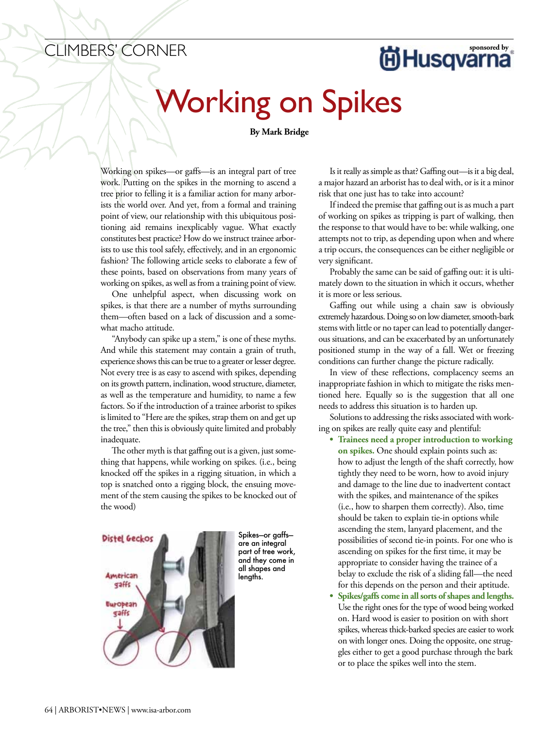# Working on Spikes

**By Mark Bridge**

Working on spikes—or gaffs—is an integral part of tree work. Putting on the spikes in the morning to ascend a tree prior to felling it is a familiar action for many arborists the world over. And yet, from a formal and training point of view, our relationship with this ubiquitous positioning aid remains inexplicably vague. What exactly constitutes best practice? How do we instruct trainee arborists to use this tool safely, effectively, and in an ergonomic fashion? The following article seeks to elaborate a few of these points, based on observations from many years of working on spikes, as well as from a training point of view.

One unhelpful aspect, when discussing work on spikes, is that there are a number of myths surrounding them—often based on a lack of discussion and a somewhat macho attitude.

"Anybody can spike up a stem," is one of these myths. And while this statement may contain a grain of truth, experience shows this can be true to a greater or lesser degree. Not every tree is as easy to ascend with spikes, depending on its growth pattern, inclination, wood structure, diameter, as well as the temperature and humidity, to name a few factors. So if the introduction of a trainee arborist to spikes is limited to "Here are the spikes, strap them on and get up the tree," then this is obviously quite limited and probably inadequate.

The other myth is that gaffing out is a given, just something that happens, while working on spikes. (i.e., being knocked off the spikes in a rigging situation, in which a top is snatched onto a rigging block, the ensuing movement of the stem causing the spikes to be knocked out of the wood)

Spikes—or gaffs—are an integral part of tree work, and they come in all shapes and lengths.

Is it really as simple as that? Gaffing out—is it a big deal, a major hazard an arborist has to deal with, or is it a minor risk that one just has to take into account?

If indeed the premise that gaffing out is as much a part of working on spikes as tripping is part of walking, then the response to that would have to be: while walking, one attempts not to trip, as depending upon when and where a trip occurs, the consequences can be either negligible or very significant.

Probably the same can be said of gaffing out: it is ultimately down to the situation in which it occurs, whether it is more or less serious.

Gaffing out while using a chain saw is obviously extremely hazardous. Doing so on low diameter, smooth-bark stems with little or no taper can lead to potentially dangerous situations, and can be exacerbated by an unfortunately positioned stump in the way of a fall. Wet or freezing conditions can further change the picture radically.

In view of these reflections, complacency seems an inappropriate fashion in which to mitigate the risks mentioned here. Equally so is the suggestion that all one needs to address this situation is to harden up.

Solutions to addressing the risks associated with working on spikes are really quite easy and plentiful:

- **Trainees need a proper introduction to working on spikes.** One should explain points such as: how to adjust the length of the shaft correctly, how tightly they need to be worn, how to avoid injury and damage to the line due to inadvertent contact with the spikes, and maintenance of the spikes (i.e., how to sharpen them correctly). Also, time should be taken to explain tie-in options while ascending the stem, lanyard placement, and the possibilities of second tie-in points. For one who is ascending on spikes for the first time, it may be appropriate to consider having the trainee of a belay to exclude the risk of a sliding fall—the need for this depends on the person and their aptitude.
- **Spikes/gaffs come in all sorts of shapes and lengths.** Use the right ones for the type of wood being worked on. Hard wood is easier to position on with short spikes, whereas thick-barked species are easier to work on with longer ones. Doing the opposite, one struggles either to get a good purchase through the bark or to place the spikes well into the stem.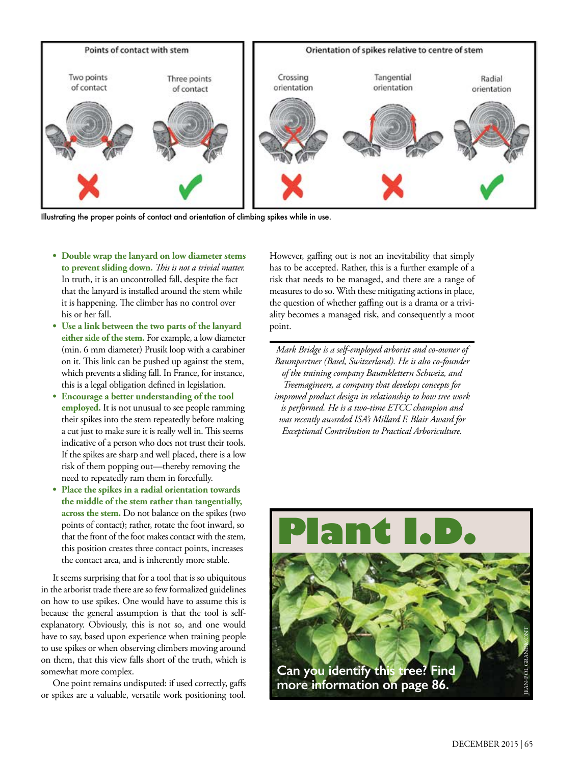Points of contact with stem

Two points of contact

Three points of contact

Orientation of spikes relative to centre of stem

Crossing orientation

Tangential orientation

Radial orientation

Illustrating the proper points of contact and orientation of climbing spikes while in use.

- **Double wrap the lanyard on low diameter stems to prevent sliding down.** *This is not a trivial matter.* In truth, it is an uncontrolled fall, despite the fact that the lanyard is installed around the stem while it is happening. The climber has no control over his or her fall.
- **Use a link between the two parts of the lanyard either side of the stem.** For example, a low diameter (min. 6 mm diameter) Prusik loop with a carabiner on it. This link can be pushed up against the stem, which prevents a sliding fall. In France, for instance, this is a legal obligation defined in legislation.
- **Encourage a better understanding of the tool employed.** It is not unusual to see people ramming their spikes into the stem repeatedly before making a cut just to make sure it is really well in. This seems indicative of a person who does not trust their tools. If the spikes are sharp and well placed, there is a low risk of them popping out—thereby removing the need to repeatedly ram them in forcefully.
- **Place the spikes in a radial orientation towards the middle of the stem rather than tangentially, across the stem.** Do not balance on the spikes (two points of contact); rather, rotate the foot inward, so that the front of the foot makes contact with the stem, this position creates three contact points, increases the contact area, and is inherently more stable.

It seems surprising that for a tool that is so ubiquitous in the arborist trade there are so few formalized guidelines on how to use spikes. One would have to assume this is because the general assumption is that the tool is self-explanatory. Obviously, this is not so, and one would have to say, based upon experience when training people to use spikes or when observing climbers moving around on them, that this view falls short of the truth, which is somewhat more complex.

One point remains undisputed: if used correctly, gaffs or spikes are a valuable, versatile work positioning tool. However, gaffing out is not an inevitability that simply has to be accepted. Rather, this is a further example of a risk that needs to be managed, and there are a range of measures to do so. With these mitigating actions in place, the question of whether gaffing out is a drama or a triviality becomes a managed risk, and consequently a moot point.

*Mark Bridge is a self-employed arborist and co-owner of Baumpartner (Basel, Switzerland). He is also co-founder of the training company Baumklettern Schweiz, and Treemagineers, a company that develops concepts for improved product design in relationship to how tree work is performed. He is a two-time ETCC champion and was recently awarded ISA's Millard F. Blair Award for Exceptional Contribution to Practical Arboriculture.*

## Plant I.D.

Can you identify this tree? Find more information on page 86.

JEAN-POL GRANDMONT